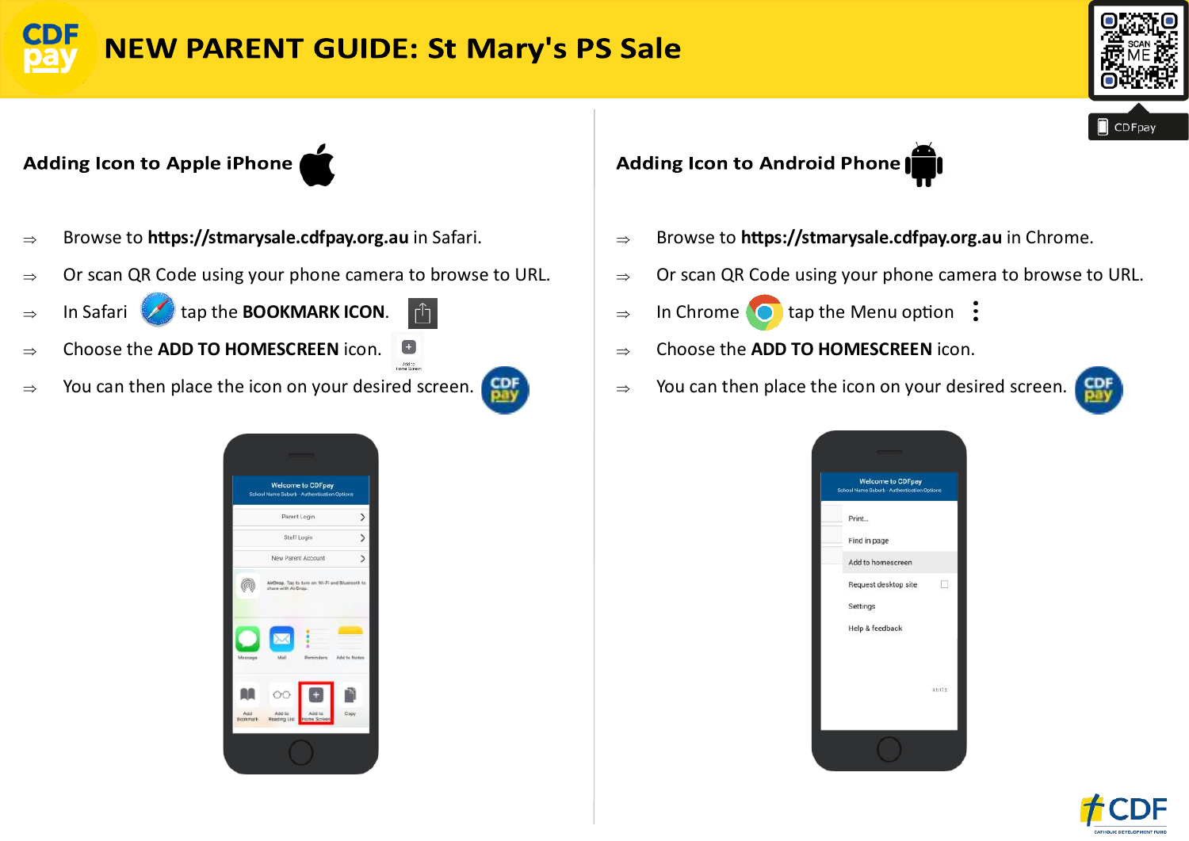# NEW PARENT GUIDE: St Mary's PS Sale

## Adding Icon to Apple iPhone

⇒ Browse to **https://stmarysale.cdfpay.org.au** in Safari.

⇒ Or scan QR Code using your phone camera to browse to URL.

⇒ In Safari tap the **BOOKMARK ICON**.

⇒ Choose the **ADD TO HOMESCREEN** icon.

⇒ You can then place the icon on your desired screen.

## Adding Icon to Android Phone

⇒ Browse to **https://stmarysale.cdfpay.org.au** in Chrome.

⇒ Or scan QR Code using your phone camera to browse to URL.

⇒ In Chrome tap the Menu option ⋮

⇒ Choose the **ADD TO HOMESCREEN** icon.

⇒ You can then place the icon on your desired screen.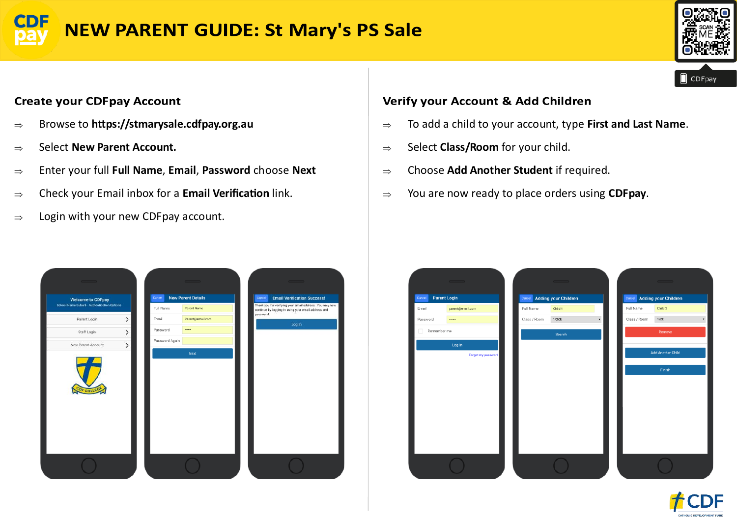# NEW PARENT GUIDE: St Mary's PS Sale

SCAN ME

CDFpay

## Create your CDFpay Account

⇒ Browse to **https://stmarysale.cdfpay.org.au**

⇒ Select **New Parent Account.**

⇒ Enter your full **Full Name**, **Email**, **Password** choose **Next**

⇒ Check your Email inbox for a **Email Verification** link.

⇒ Login with your new CDFpay account.

## Verify your Account & Add Children

⇒ To add a child to your account, type **First and Last Name**.

⇒ Select **Class/Room** for your child.

⇒ Choose **Add Another Student** if required.

⇒ You are now ready to place orders using **CDFpay**.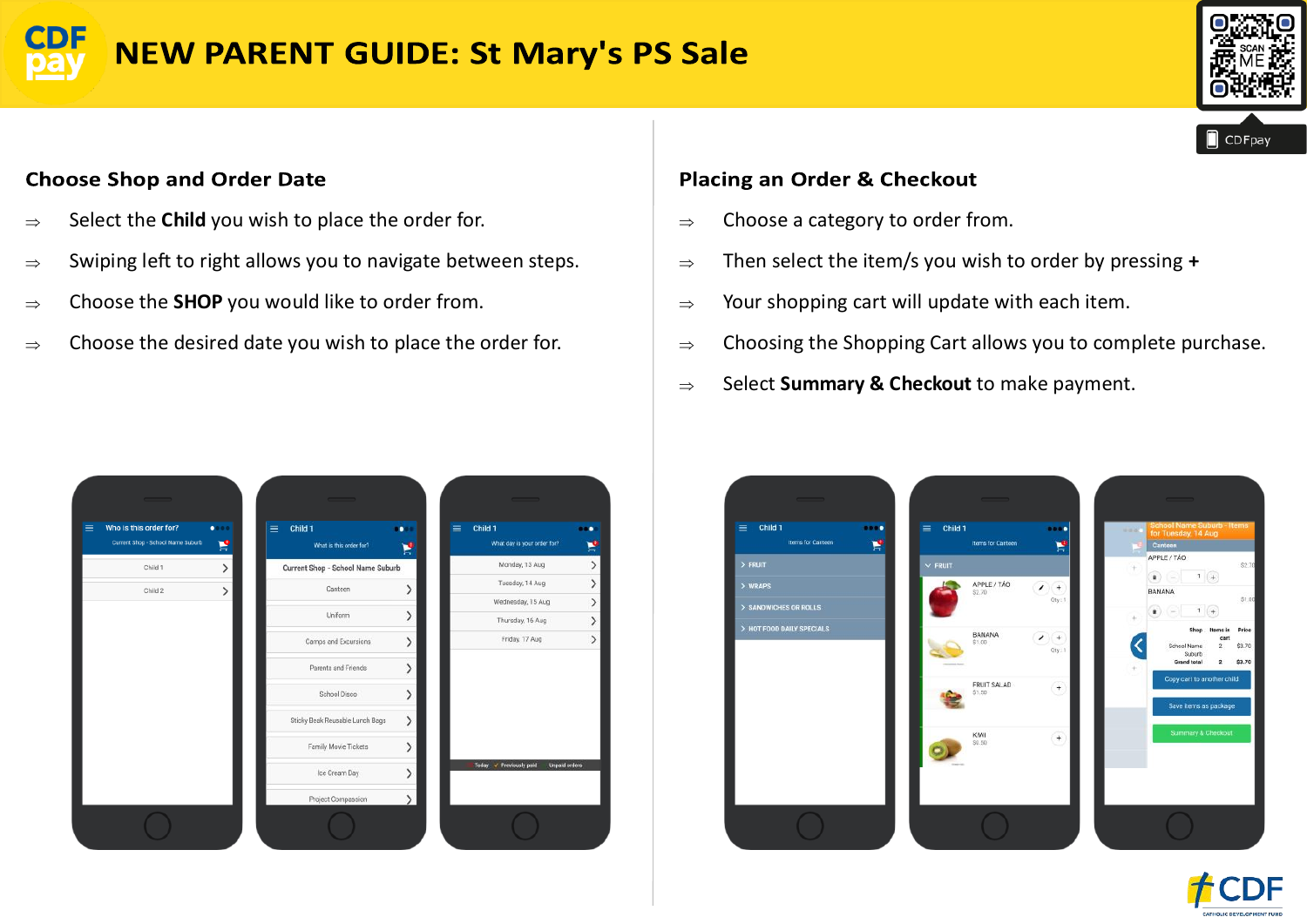# NEW PARENT GUIDE: St Mary's PS Sale

## Choose Shop and Order Date

⇒ Select the **Child** you wish to place the order for.

⇒ Swiping left to right allows you to navigate between steps.

⇒ Choose the **SHOP** you would like to order from.

⇒ Choose the desired date you wish to place the order for.

## Placing an Order & Checkout

⇒ Choose a category to order from.

⇒ Then select the item/s you wish to order by pressing **+**

⇒ Your shopping cart will update with each item.

⇒ Choosing the Shopping Cart allows you to complete purchase.

⇒ Select **Summary & Checkout** to make payment.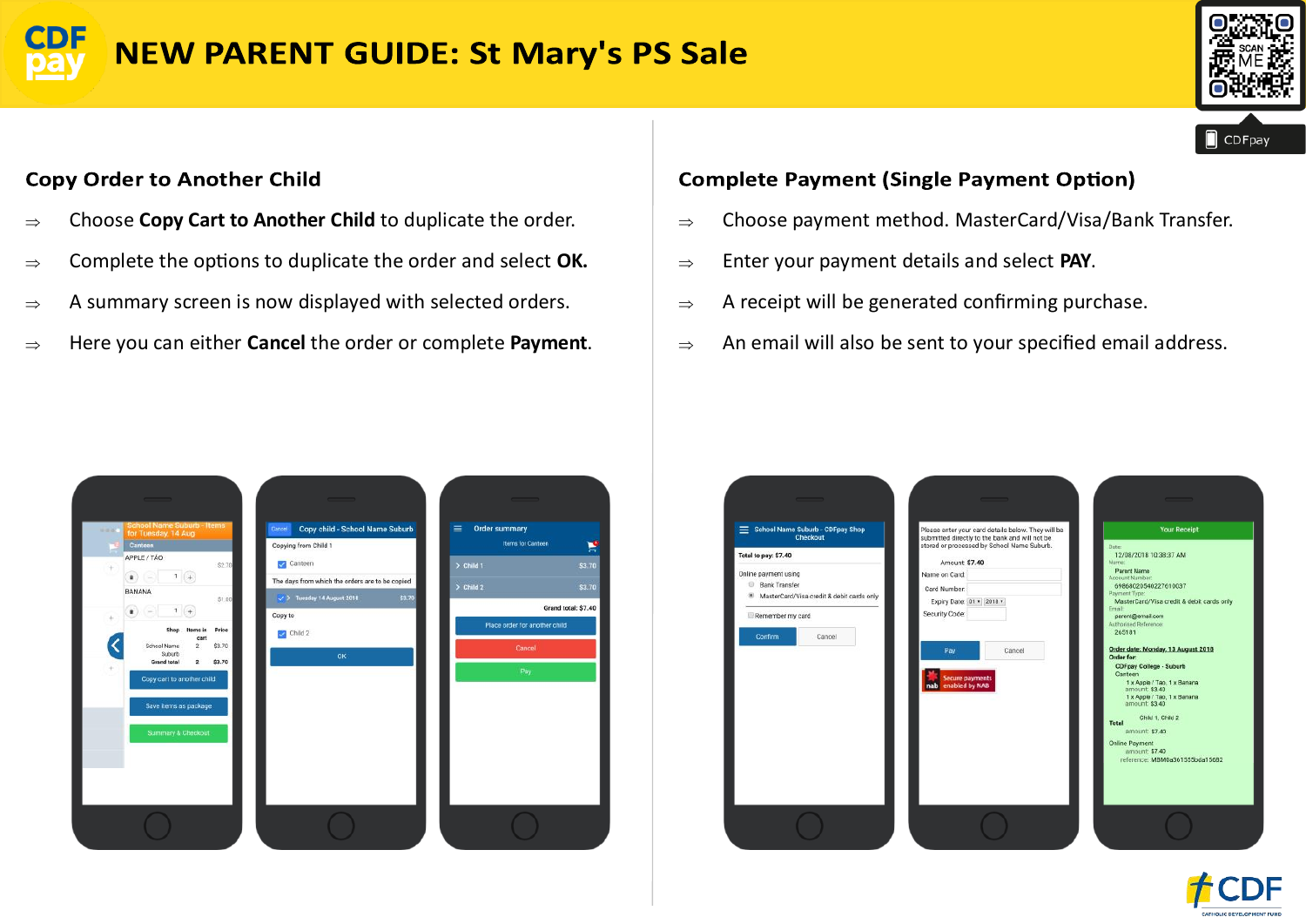# NEW PARENT GUIDE: St Mary's PS Sale

## Copy Order to Another Child

⇒ Choose **Copy Cart to Another Child** to duplicate the order.

⇒ Complete the options to duplicate the order and select **OK.**

⇒ A summary screen is now displayed with selected orders.

⇒ Here you can either **Cancel** the order or complete **Payment**.

## Complete Payment (Single Payment Option)

⇒ Choose payment method. MasterCard/Visa/Bank Transfer.

⇒ Enter your payment details and select **PAY**.

⇒ A receipt will be generated confirming purchase.

⇒ An email will also be sent to your specified email address.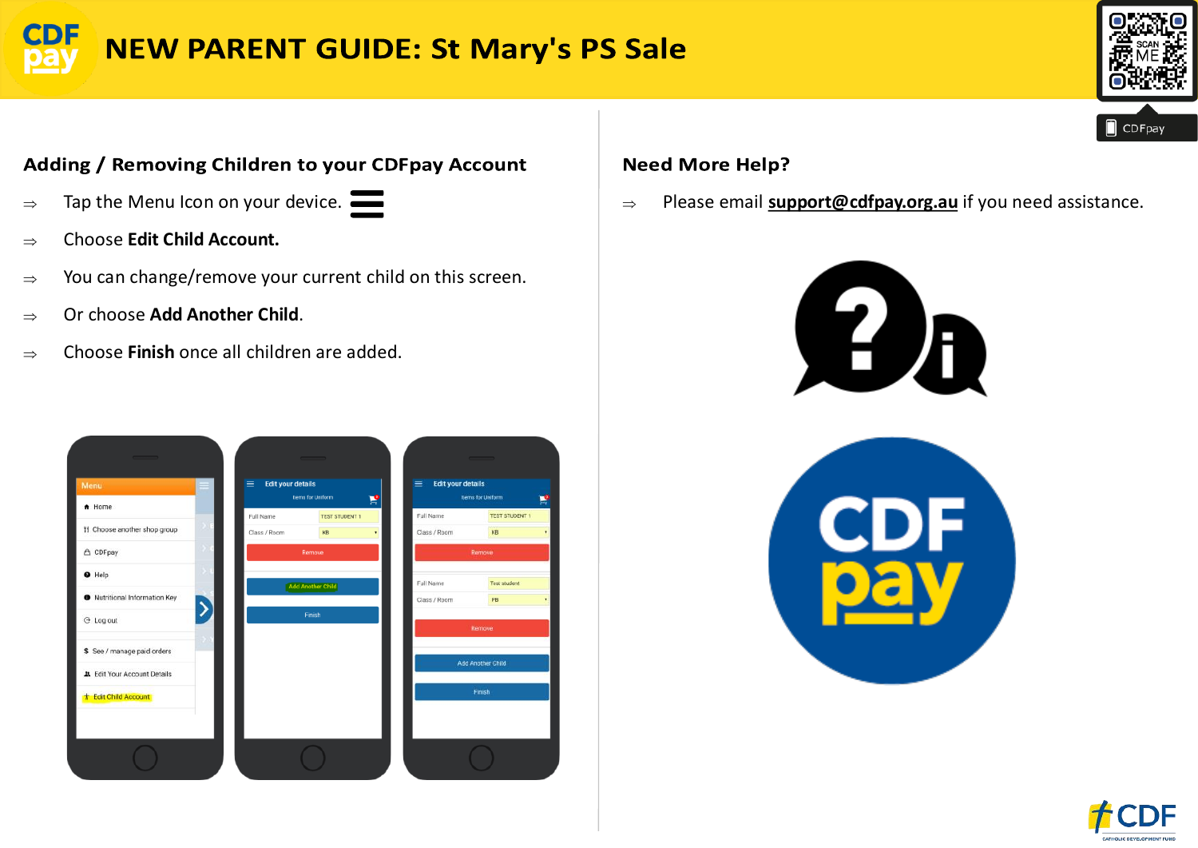# NEW PARENT GUIDE: St Mary's PS Sale

## Adding / Removing Children to your CDFpay Account

⇒ Tap the Menu Icon on your device.

⇒ Choose **Edit Child Account.**

⇒ You can change/remove your current child on this screen.

⇒ Or choose **Add Another Child**.

⇒ Choose **Finish** once all children are added.

## Need More Help?

⇒ Please email **support@cdfpay.org.au** if you need assistance.